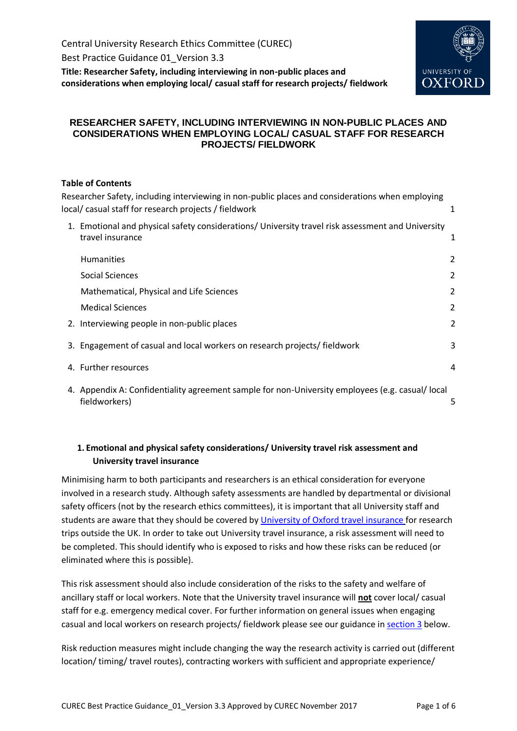Central University Research Ethics Committee (CUREC)
Best Practice Guidance 01_Version 3.3
**Title: Researcher Safety, including interviewing in non-public places and considerations when employing local/ casual staff for research projects/ fieldwork**

# RESEARCHER SAFETY, INCLUDING INTERVIEWING IN NON-PUBLIC PLACES AND CONSIDERATIONS WHEN EMPLOYING LOCAL/ CASUAL STAFF FOR RESEARCH PROJECTS/ FIELDWORK

**Table of Contents**

Researcher Safety, including interviewing in non-public places and considerations when employing local/ casual staff for research projects / fieldwork ..... 1

1. Emotional and physical safety considerations/ University travel risk assessment and University travel insurance ..... 1
   - Humanities ..... 2
   - Social Sciences ..... 2
   - Mathematical, Physical and Life Sciences ..... 2
   - Medical Sciences ..... 2
2. Interviewing people in non-public places ..... 2
3. Engagement of casual and local workers on research projects/ fieldwork ..... 3
4. Further resources ..... 4
4. Appendix A: Confidentiality agreement sample for non-University employees (e.g. casual/ local fieldworkers) ..... 5

## 1. Emotional and physical safety considerations/ University travel risk assessment and University travel insurance

Minimising harm to both participants and researchers is an ethical consideration for everyone involved in a research study. Although safety assessments are handled by departmental or divisional safety officers (not by the research ethics committees), it is important that all University staff and students are aware that they should be covered by University of Oxford travel insurance for research trips outside the UK. In order to take out University travel insurance, a risk assessment will need to be completed. This should identify who is exposed to risks and how these risks can be reduced (or eliminated where this is possible).

This risk assessment should also include consideration of the risks to the safety and welfare of ancillary staff or local workers. Note that the University travel insurance will **not** cover local/ casual staff for e.g. emergency medical cover. For further information on general issues when engaging casual and local workers on research projects/ fieldwork please see our guidance in section 3 below.

Risk reduction measures might include changing the way the research activity is carried out (different location/ timing/ travel routes), contracting workers with sufficient and appropriate experience/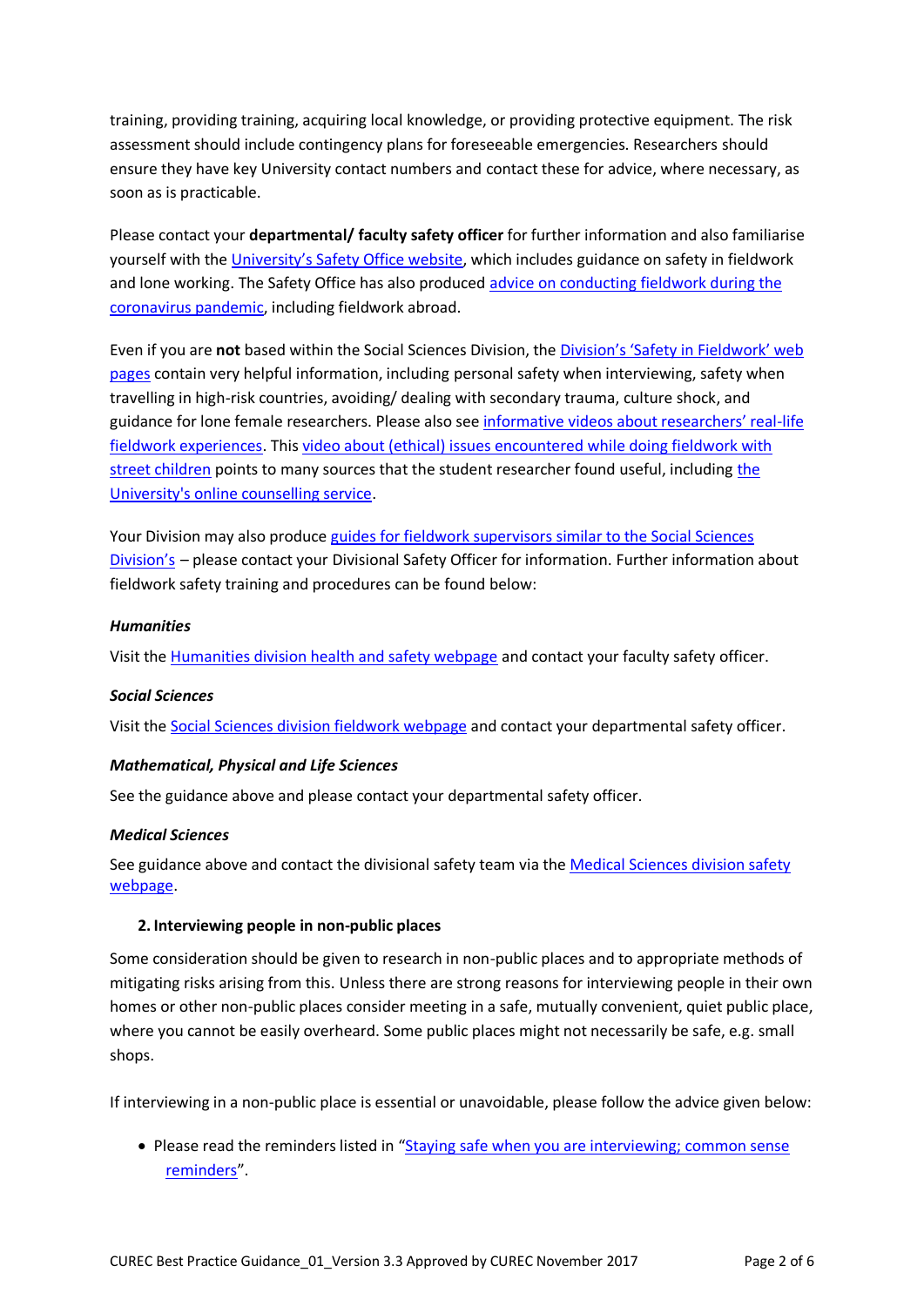training, providing training, acquiring local knowledge, or providing protective equipment. The risk assessment should include contingency plans for foreseeable emergencies. Researchers should ensure they have key University contact numbers and contact these for advice, where necessary, as soon as is practicable.

Please contact your **departmental/ faculty safety officer** for further information and also familiarise yourself with the University's Safety Office website, which includes guidance on safety in fieldwork and lone working. The Safety Office has also produced advice on conducting fieldwork during the coronavirus pandemic, including fieldwork abroad.

Even if you are **not** based within the Social Sciences Division, the Division's 'Safety in Fieldwork' web pages contain very helpful information, including personal safety when interviewing, safety when travelling in high-risk countries, avoiding/ dealing with secondary trauma, culture shock, and guidance for lone female researchers. Please also see informative videos about researchers' real-life fieldwork experiences. This video about (ethical) issues encountered while doing fieldwork with street children points to many sources that the student researcher found useful, including the University's online counselling service.

Your Division may also produce guides for fieldwork supervisors similar to the Social Sciences Division's – please contact your Divisional Safety Officer for information. Further information about fieldwork safety training and procedures can be found below:

***Humanities***

Visit the Humanities division health and safety webpage and contact your faculty safety officer.

***Social Sciences***

Visit the Social Sciences division fieldwork webpage and contact your departmental safety officer.

***Mathematical, Physical and Life Sciences***

See the guidance above and please contact your departmental safety officer.

***Medical Sciences***

See guidance above and contact the divisional safety team via the Medical Sciences division safety webpage.

### 2. Interviewing people in non-public places

Some consideration should be given to research in non-public places and to appropriate methods of mitigating risks arising from this. Unless there are strong reasons for interviewing people in their own homes or other non-public places consider meeting in a safe, mutually convenient, quiet public place, where you cannot be easily overheard. Some public places might not necessarily be safe, e.g. small shops.

If interviewing in a non-public place is essential or unavoidable, please follow the advice given below:

- Please read the reminders listed in "Staying safe when you are interviewing; common sense reminders".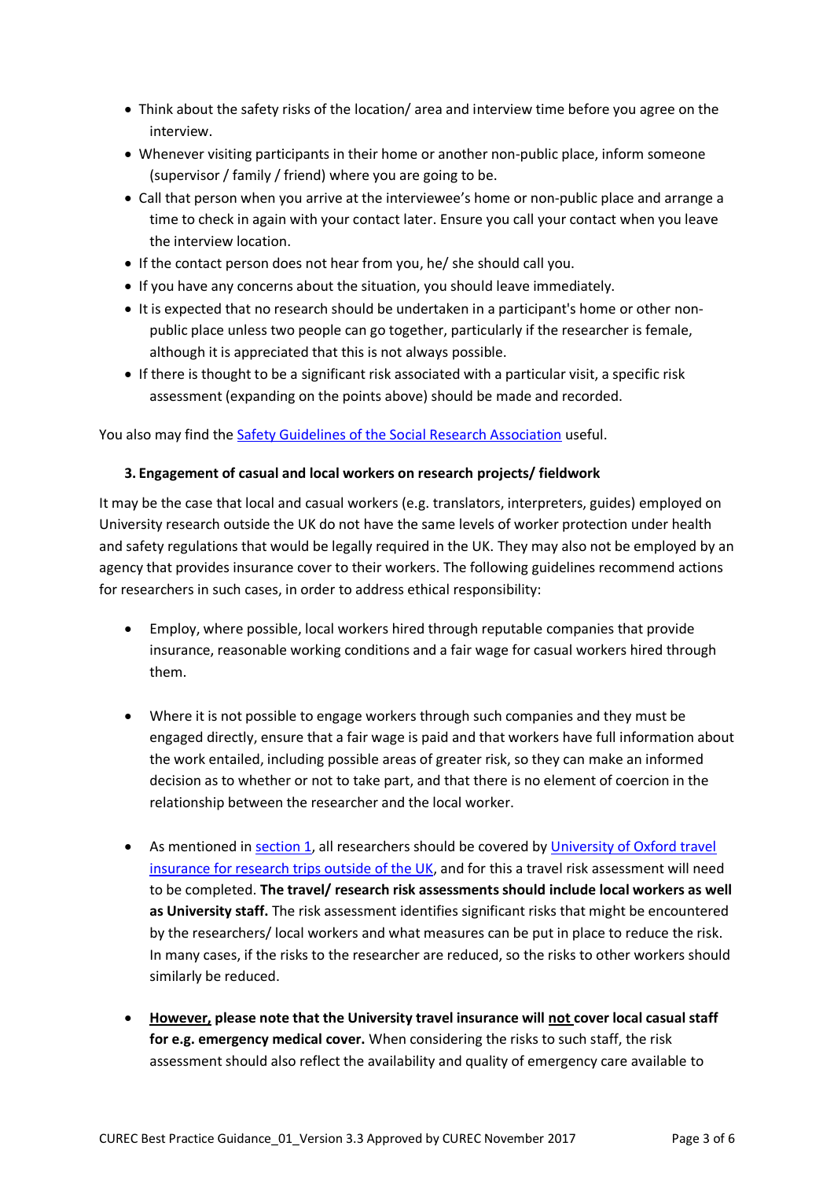- Think about the safety risks of the location/ area and interview time before you agree on the interview.
- Whenever visiting participants in their home or another non-public place, inform someone (supervisor / family / friend) where you are going to be.
- Call that person when you arrive at the interviewee's home or non-public place and arrange a time to check in again with your contact later. Ensure you call your contact when you leave the interview location.
- If the contact person does not hear from you, he/ she should call you.
- If you have any concerns about the situation, you should leave immediately.
- It is expected that no research should be undertaken in a participant's home or other non-public place unless two people can go together, particularly if the researcher is female, although it is appreciated that this is not always possible.
- If there is thought to be a significant risk associated with a particular visit, a specific risk assessment (expanding on the points above) should be made and recorded.

You also may find the Safety Guidelines of the Social Research Association useful.

### 3. Engagement of casual and local workers on research projects/ fieldwork

It may be the case that local and casual workers (e.g. translators, interpreters, guides) employed on University research outside the UK do not have the same levels of worker protection under health and safety regulations that would be legally required in the UK. They may also not be employed by an agency that provides insurance cover to their workers. The following guidelines recommend actions for researchers in such cases, in order to address ethical responsibility:

- Employ, where possible, local workers hired through reputable companies that provide insurance, reasonable working conditions and a fair wage for casual workers hired through them.

- Where it is not possible to engage workers through such companies and they must be engaged directly, ensure that a fair wage is paid and that workers have full information about the work entailed, including possible areas of greater risk, so they can make an informed decision as to whether or not to take part, and that there is no element of coercion in the relationship between the researcher and the local worker.

- As mentioned in section 1, all researchers should be covered by University of Oxford travel insurance for research trips outside of the UK, and for this a travel risk assessment will need to be completed. **The travel/ research risk assessments should include local workers as well as University staff.** The risk assessment identifies significant risks that might be encountered by the researchers/ local workers and what measures can be put in place to reduce the risk. In many cases, if the risks to the researcher are reduced, so the risks to other workers should similarly be reduced.

- **However, please note that the University travel insurance will not cover local casual staff for e.g. emergency medical cover.** When considering the risks to such staff, the risk assessment should also reflect the availability and quality of emergency care available to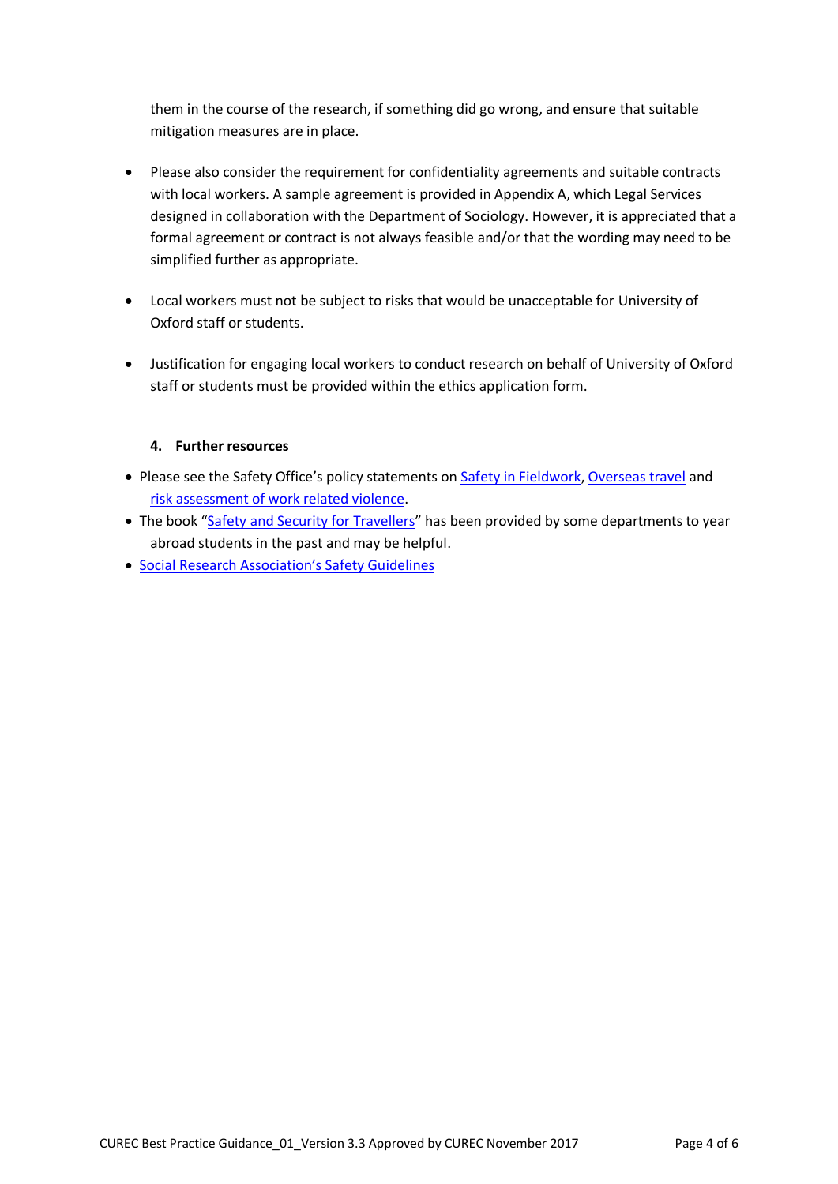them in the course of the research, if something did go wrong, and ensure that suitable mitigation measures are in place.

- Please also consider the requirement for confidentiality agreements and suitable contracts with local workers. A sample agreement is provided in Appendix A, which Legal Services designed in collaboration with the Department of Sociology. However, it is appreciated that a formal agreement or contract is not always feasible and/or that the wording may need to be simplified further as appropriate.

- Local workers must not be subject to risks that would be unacceptable for University of Oxford staff or students.

- Justification for engaging local workers to conduct research on behalf of University of Oxford staff or students must be provided within the ethics application form.

#### 4. Further resources

- Please see the Safety Office's policy statements on Safety in Fieldwork, Overseas travel and risk assessment of work related violence.
- The book "Safety and Security for Travellers" has been provided by some departments to year abroad students in the past and may be helpful.
- Social Research Association's Safety Guidelines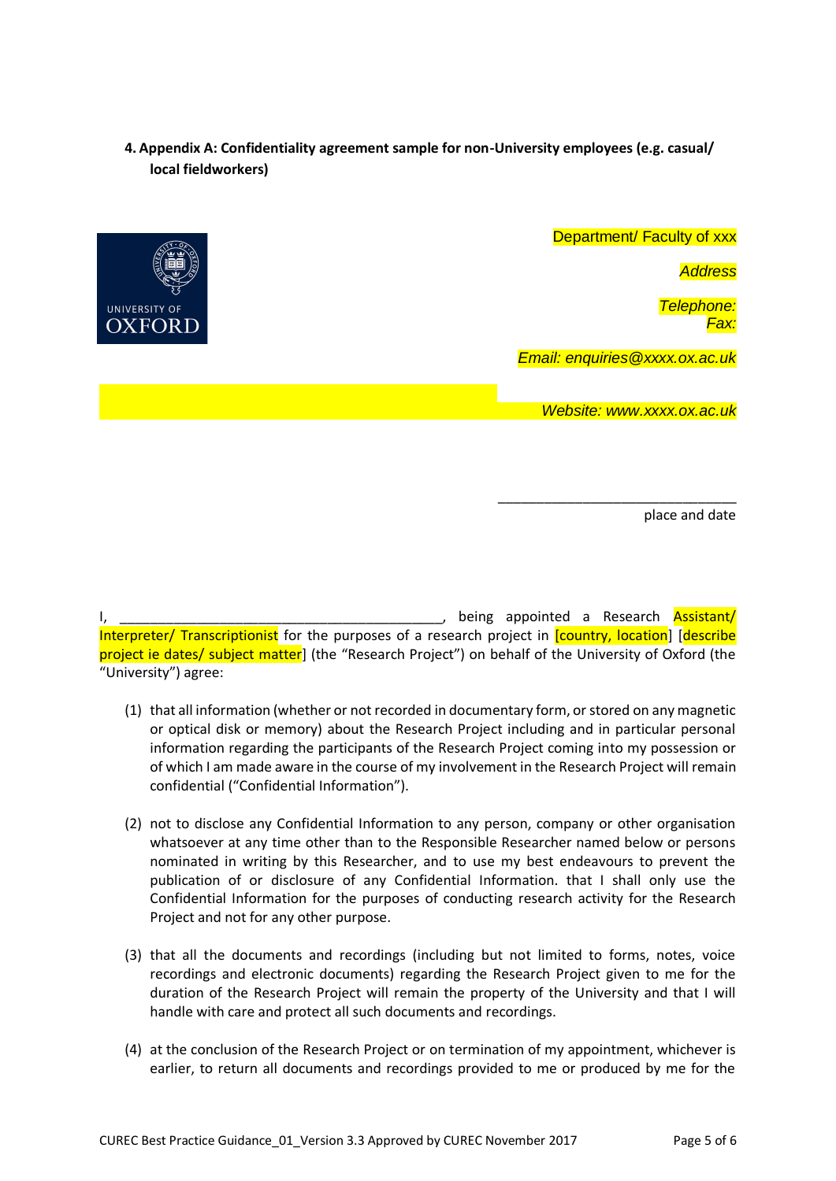**4. Appendix A: Confidentiality agreement sample for non-University employees (e.g. casual/ local fieldworkers)**

UNIVERSITY OF OXFORD

Department/ Faculty of xxx

*Address*

*Telephone:*
*Fax:*

*Email: enquiries@xxxx.ox.ac.uk*

*Website: www.xxxx.ox.ac.uk*

______________________________
place and date

I, ____________________________________________, being appointed a Research Assistant/ Interpreter/ Transcriptionist for the purposes of a research project in [country, location] [describe project ie dates/ subject matter] (the "Research Project") on behalf of the University of Oxford (the "University") agree:

(1) that all information (whether or not recorded in documentary form, or stored on any magnetic or optical disk or memory) about the Research Project including and in particular personal information regarding the participants of the Research Project coming into my possession or of which I am made aware in the course of my involvement in the Research Project will remain confidential ("Confidential Information").

(2) not to disclose any Confidential Information to any person, company or other organisation whatsoever at any time other than to the Responsible Researcher named below or persons nominated in writing by this Researcher, and to use my best endeavours to prevent the publication of or disclosure of any Confidential Information. that I shall only use the Confidential Information for the purposes of conducting research activity for the Research Project and not for any other purpose.

(3) that all the documents and recordings (including but not limited to forms, notes, voice recordings and electronic documents) regarding the Research Project given to me for the duration of the Research Project will remain the property of the University and that I will handle with care and protect all such documents and recordings.

(4) at the conclusion of the Research Project or on termination of my appointment, whichever is earlier, to return all documents and recordings provided to me or produced by me for the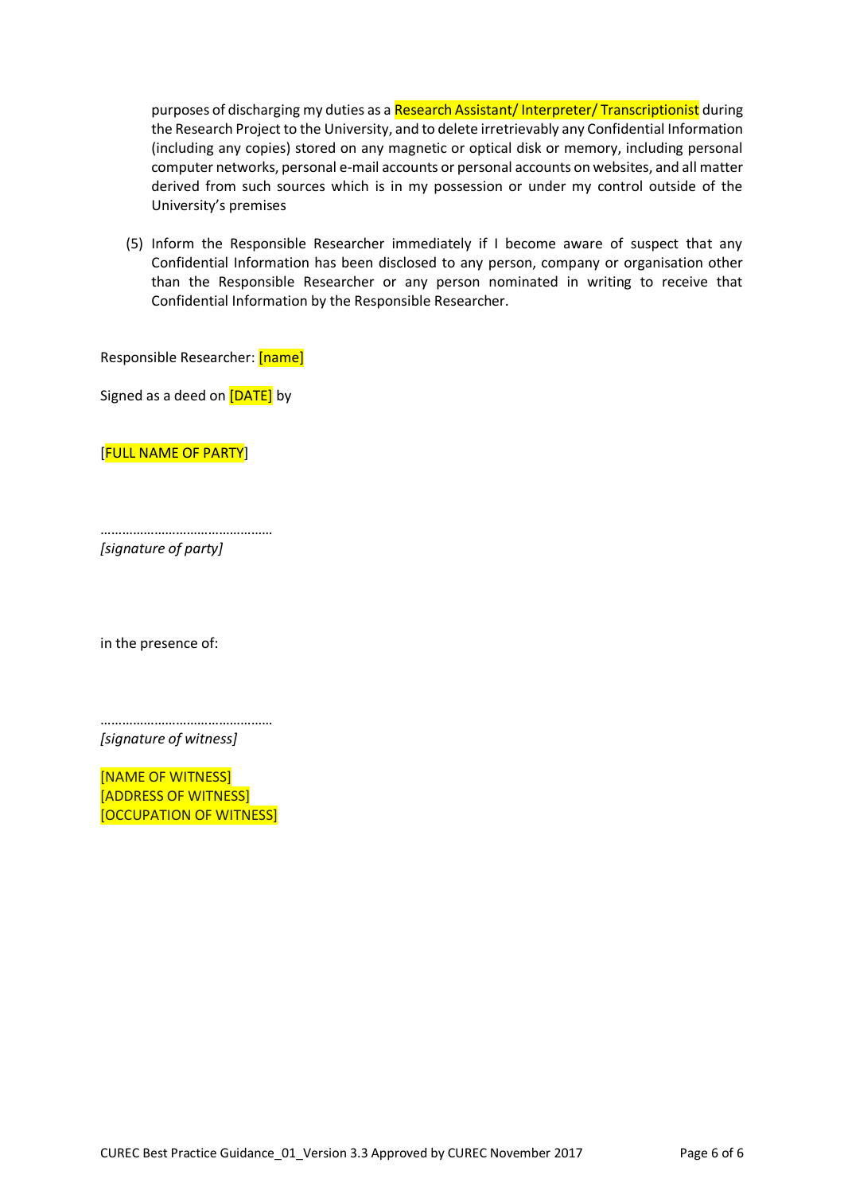purposes of discharging my duties as a Research Assistant/ Interpreter/ Transcriptionist during the Research Project to the University, and to delete irretrievably any Confidential Information (including any copies) stored on any magnetic or optical disk or memory, including personal computer networks, personal e-mail accounts or personal accounts on websites, and all matter derived from such sources which is in my possession or under my control outside of the University's premises

(5) Inform the Responsible Researcher immediately if I become aware of suspect that any Confidential Information has been disclosed to any person, company or organisation other than the Responsible Researcher or any person nominated in writing to receive that Confidential Information by the Responsible Researcher.

Responsible Researcher: [name]

Signed as a deed on [DATE] by

[FULL NAME OF PARTY]

…………………………………………
*[signature of party]*

in the presence of:

…………………………………………
*[signature of witness]*

[NAME OF WITNESS]
[ADDRESS OF WITNESS]
[OCCUPATION OF WITNESS]